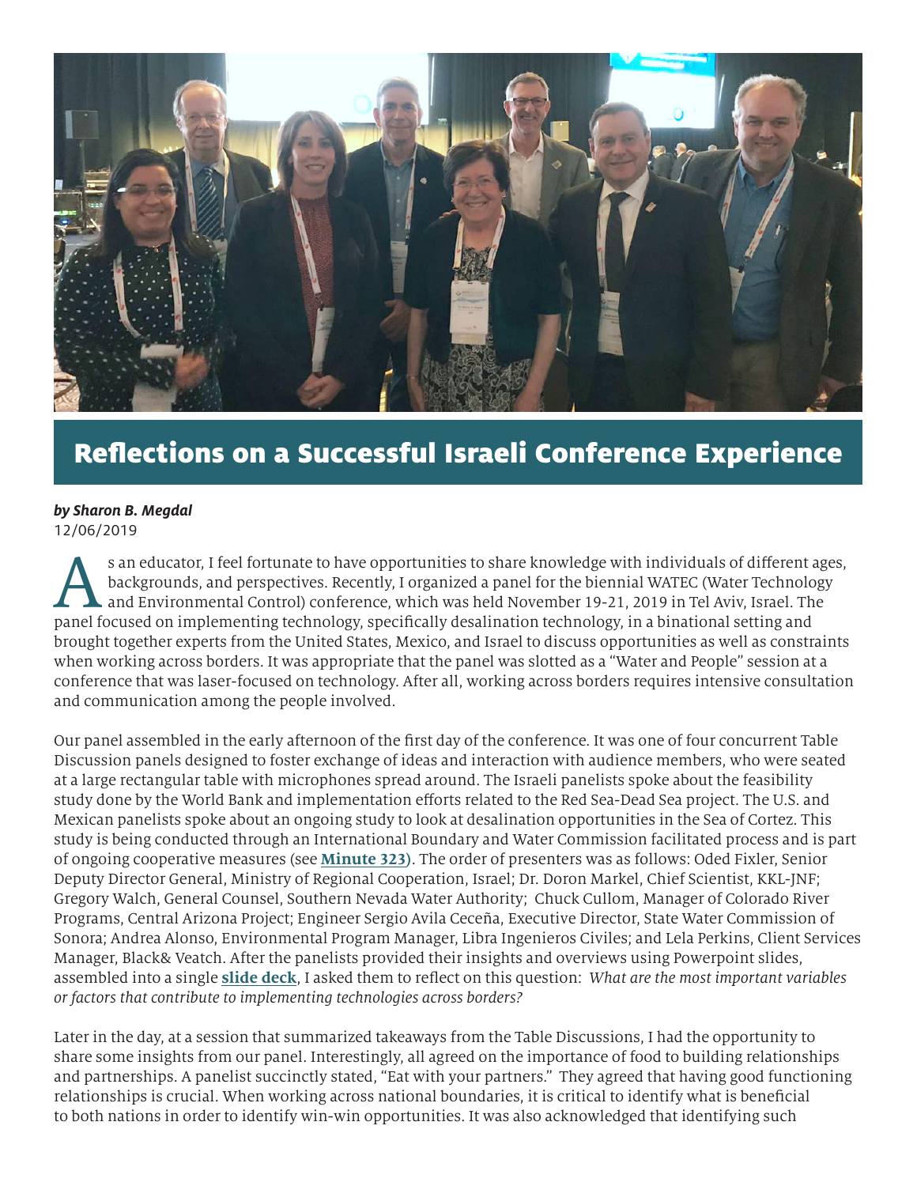# Reflections on a Successful Israeli Conference Experience

***by Sharon B. Megdal***
12/06/2019

As an educator, I feel fortunate to have opportunities to share knowledge with individuals of different ages, backgrounds, and perspectives. Recently, I organized a panel for the biennial WATEC (Water Technology and Environmental Control) conference, which was held November 19-21, 2019 in Tel Aviv, Israel. The panel focused on implementing technology, specifically desalination technology, in a binational setting and brought together experts from the United States, Mexico, and Israel to discuss opportunities as well as constraints when working across borders. It was appropriate that the panel was slotted as a "Water and People" session at a conference that was laser-focused on technology. After all, working across borders requires intensive consultation and communication among the people involved.

Our panel assembled in the early afternoon of the first day of the conference. It was one of four concurrent Table Discussion panels designed to foster exchange of ideas and interaction with audience members, who were seated at a large rectangular table with microphones spread around. The Israeli panelists spoke about the feasibility study done by the World Bank and implementation efforts related to the Red Sea-Dead Sea project. The U.S. and Mexican panelists spoke about an ongoing study to look at desalination opportunities in the Sea of Cortez. This study is being conducted through an International Boundary and Water Commission facilitated process and is part of ongoing cooperative measures (see **Minute 323**). The order of presenters was as follows: Oded Fixler, Senior Deputy Director General, Ministry of Regional Cooperation, Israel; Dr. Doron Markel, Chief Scientist, KKL-JNF; Gregory Walch, General Counsel, Southern Nevada Water Authority; Chuck Cullom, Manager of Colorado River Programs, Central Arizona Project; Engineer Sergio Avila Ceceña, Executive Director, State Water Commission of Sonora; Andrea Alonso, Environmental Program Manager, Libra Ingenieros Civiles; and Lela Perkins, Client Services Manager, Black& Veatch. After the panelists provided their insights and overviews using Powerpoint slides, assembled into a single **slide deck**, I asked them to reflect on this question: *What are the most important variables or factors that contribute to implementing technologies across borders?*

Later in the day, at a session that summarized takeaways from the Table Discussions, I had the opportunity to share some insights from our panel. Interestingly, all agreed on the importance of food to building relationships and partnerships. A panelist succinctly stated, "Eat with your partners." They agreed that having good functioning relationships is crucial. When working across national boundaries, it is critical to identify what is beneficial to both nations in order to identify win-win opportunities. It was also acknowledged that identifying such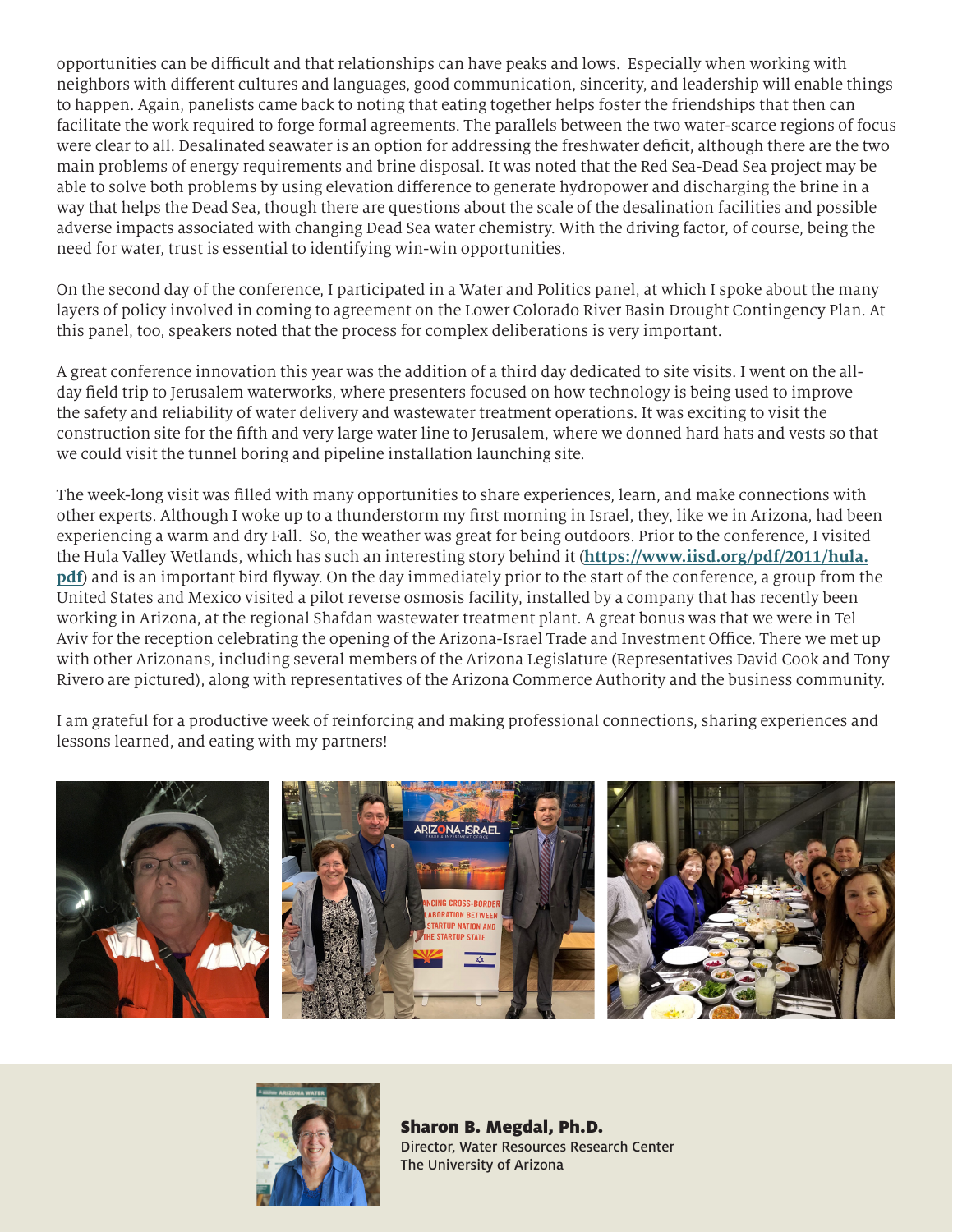opportunities can be difficult and that relationships can have peaks and lows. Especially when working with neighbors with different cultures and languages, good communication, sincerity, and leadership will enable things to happen. Again, panelists came back to noting that eating together helps foster the friendships that then can facilitate the work required to forge formal agreements. The parallels between the two water-scarce regions of focus were clear to all. Desalinated seawater is an option for addressing the freshwater deficit, although there are the two main problems of energy requirements and brine disposal. It was noted that the Red Sea-Dead Sea project may be able to solve both problems by using elevation difference to generate hydropower and discharging the brine in a way that helps the Dead Sea, though there are questions about the scale of the desalination facilities and possible adverse impacts associated with changing Dead Sea water chemistry. With the driving factor, of course, being the need for water, trust is essential to identifying win-win opportunities.

On the second day of the conference, I participated in a Water and Politics panel, at which I spoke about the many layers of policy involved in coming to agreement on the Lower Colorado River Basin Drought Contingency Plan. At this panel, too, speakers noted that the process for complex deliberations is very important.

A great conference innovation this year was the addition of a third day dedicated to site visits. I went on the all-day field trip to Jerusalem waterworks, where presenters focused on how technology is being used to improve the safety and reliability of water delivery and wastewater treatment operations. It was exciting to visit the construction site for the fifth and very large water line to Jerusalem, where we donned hard hats and vests so that we could visit the tunnel boring and pipeline installation launching site.

The week-long visit was filled with many opportunities to share experiences, learn, and make connections with other experts. Although I woke up to a thunderstorm my first morning in Israel, they, like we in Arizona, had been experiencing a warm and dry Fall. So, the weather was great for being outdoors. Prior to the conference, I visited the Hula Valley Wetlands, which has such an interesting story behind it (**https://www.iisd.org/pdf/2011/hula.pdf**) and is an important bird flyway. On the day immediately prior to the start of the conference, a group from the United States and Mexico visited a pilot reverse osmosis facility, installed by a company that has recently been working in Arizona, at the regional Shafdan wastewater treatment plant. A great bonus was that we were in Tel Aviv for the reception celebrating the opening of the Arizona-Israel Trade and Investment Office. There we met up with other Arizonans, including several members of the Arizona Legislature (Representatives David Cook and Tony Rivero are pictured), along with representatives of the Arizona Commerce Authority and the business community.

I am grateful for a productive week of reinforcing and making professional connections, sharing experiences and lessons learned, and eating with my partners!

**Sharon B. Megdal, Ph.D.**
Director, Water Resources Research Center
The University of Arizona